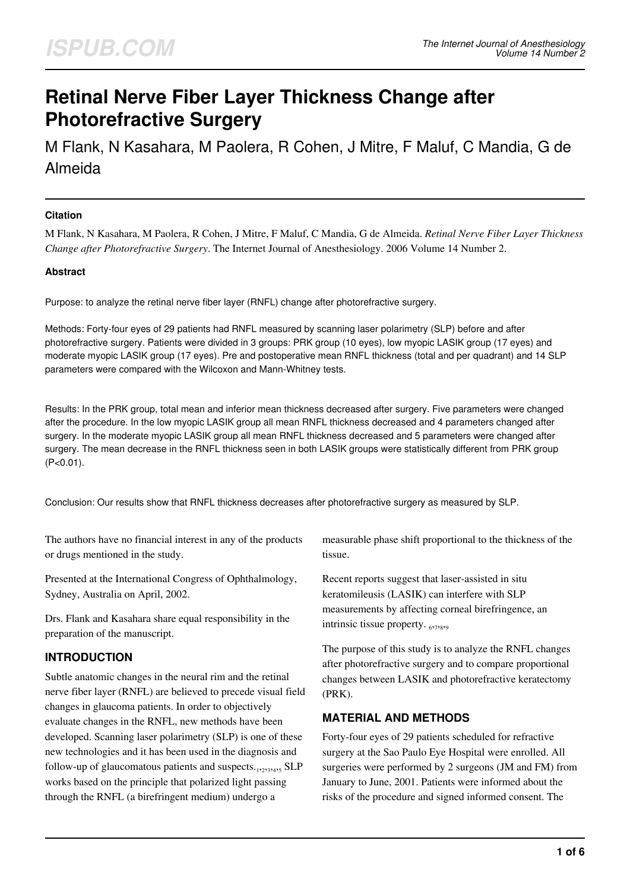# Retinal Nerve Fiber Layer Thickness Change after Photorefractive Surgery

M Flank, N Kasahara, M Paolera, R Cohen, J Mitre, F Maluf, C Mandia, G de Almeida

### Citation

M Flank, N Kasahara, M Paolera, R Cohen, J Mitre, F Maluf, C Mandia, G de Almeida. *Retinal Nerve Fiber Layer Thickness Change after Photorefractive Surgery*. The Internet Journal of Anesthesiology. 2006 Volume 14 Number 2.

### Abstract

Purpose: to analyze the retinal nerve fiber layer (RNFL) change after photorefractive surgery.

Methods: Forty-four eyes of 29 patients had RNFL measured by scanning laser polarimetry (SLP) before and after photorefractive surgery. Patients were divided in 3 groups: PRK group (10 eyes), low myopic LASIK group (17 eyes) and moderate myopic LASIK group (17 eyes). Pre and postoperative mean RNFL thickness (total and per quadrant) and 14 SLP parameters were compared with the Wilcoxon and Mann-Whitney tests.

Results: In the PRK group, total mean and inferior mean thickness decreased after surgery. Five parameters were changed after the procedure. In the low myopic LASIK group all mean RNFL thickness decreased and 4 parameters changed after surgery. In the moderate myopic LASIK group all mean RNFL thickness decreased and 5 parameters were changed after surgery. The mean decrease in the RNFL thickness seen in both LASIK groups were statistically different from PRK group ($P<0.01$).

Conclusion: Our results show that RNFL thickness decreases after photorefractive surgery as measured by SLP.

The authors have no financial interest in any of the products or drugs mentioned in the study.

Presented at the International Congress of Ophthalmology, Sydney, Australia on April, 2002.

Drs. Flank and Kasahara share equal responsibility in the preparation of the manuscript.

## INTRODUCTION

Subtle anatomic changes in the neural rim and the retinal nerve fiber layer (RNFL) are believed to precede visual field changes in glaucoma patients. In order to objectively evaluate changes in the RNFL, new methods have been developed. Scanning laser polarimetry (SLP) is one of these new technologies and it has been used in the diagnosis and follow-up of glaucomatous patients and suspects.[1,2,3,4,5] SLP works based on the principle that polarized light passing through the RNFL (a birefringent medium) undergo a measurable phase shift proportional to the thickness of the tissue.

Recent reports suggest that laser-assisted in situ keratomileusis (LASIK) can interfere with SLP measurements by affecting corneal birefringence, an intrinsic tissue property. [6,7,8,9]

The purpose of this study is to analyze the RNFL changes after photorefractive surgery and to compare proportional changes between LASIK and photorefractive keratectomy (PRK).

## MATERIAL AND METHODS

Forty-four eyes of 29 patients scheduled for refractive surgery at the Sao Paulo Eye Hospital were enrolled. All surgeries were performed by 2 surgeons (JM and FM) from January to June, 2001. Patients were informed about the risks of the procedure and signed informed consent. The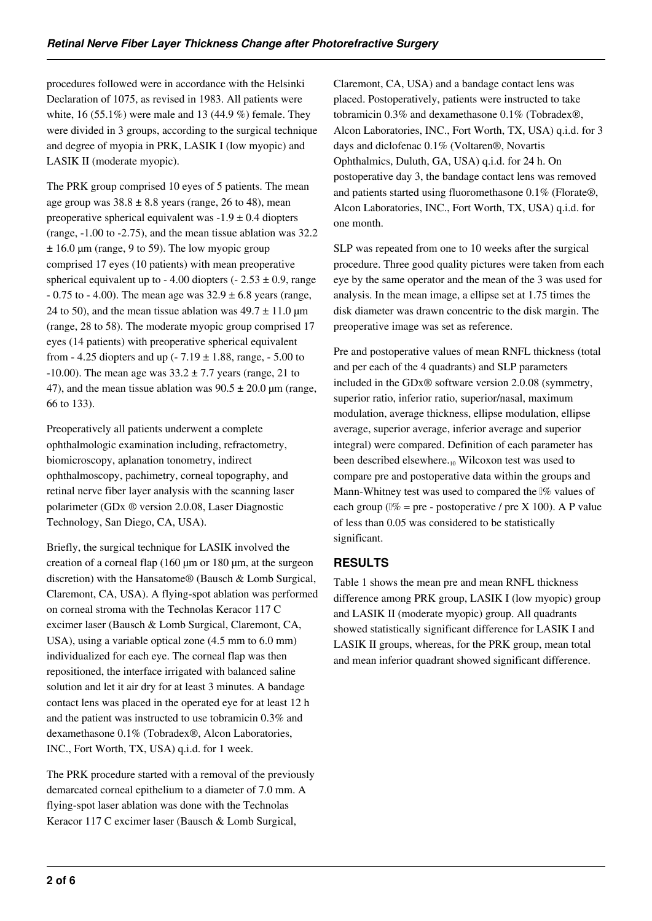procedures followed were in accordance with the Helsinki Declaration of 1075, as revised in 1983. All patients were white, 16 (55.1%) were male and 13 (44.9 %) female. They were divided in 3 groups, according to the surgical technique and degree of myopia in PRK, LASIK I (low myopic) and LASIK II (moderate myopic).

The PRK group comprised 10 eyes of 5 patients. The mean age group was $38.8 \pm 8.8$ years (range, 26 to 48), mean preoperative spherical equivalent was $-1.9 \pm 0.4$ diopters (range, -1.00 to -2.75), and the mean tissue ablation was $32.2 \pm 16.0$ µm (range, 9 to 59). The low myopic group comprised 17 eyes (10 patients) with mean preoperative spherical equivalent up to - 4.00 diopters ($-2.53 \pm 0.9$, range - 0.75 to - 4.00). The mean age was $32.9 \pm 6.8$ years (range, 24 to 50), and the mean tissue ablation was $49.7 \pm 11.0$ µm (range, 28 to 58). The moderate myopic group comprised 17 eyes (14 patients) with preoperative spherical equivalent from - 4.25 diopters and up ($-7.19 \pm 1.88$, range, - 5.00 to -10.00). The mean age was $33.2 \pm 7.7$ years (range, 21 to 47), and the mean tissue ablation was $90.5 \pm 20.0$ µm (range, 66 to 133).

Preoperatively all patients underwent a complete ophthalmologic examination including, refractometry, biomicroscopy, aplanation tonometry, indirect ophthalmoscopy, pachimetry, corneal topography, and retinal nerve fiber layer analysis with the scanning laser polarimeter (GDx ® version 2.0.08, Laser Diagnostic Technology, San Diego, CA, USA).

Briefly, the surgical technique for LASIK involved the creation of a corneal flap (160 µm or 180 µm, at the surgeon discretion) with the Hansatome® (Bausch & Lomb Surgical, Claremont, CA, USA). A flying-spot ablation was performed on corneal stroma with the Technolas Keracor 117 C excimer laser (Bausch & Lomb Surgical, Claremont, CA, USA), using a variable optical zone (4.5 mm to 6.0 mm) individualized for each eye. The corneal flap was then repositioned, the interface irrigated with balanced saline solution and let it air dry for at least 3 minutes. A bandage contact lens was placed in the operated eye for at least 12 h and the patient was instructed to use tobramicin 0.3% and dexamethasone 0.1% (Tobradex®, Alcon Laboratories, INC., Fort Worth, TX, USA) q.i.d. for 1 week.

The PRK procedure started with a removal of the previously demarcated corneal epithelium to a diameter of 7.0 mm. A flying-spot laser ablation was done with the Technolas Keracor 117 C excimer laser (Bausch & Lomb Surgical, Claremont, CA, USA) and a bandage contact lens was placed. Postoperatively, patients were instructed to take tobramicin 0.3% and dexamethasone 0.1% (Tobradex®, Alcon Laboratories, INC., Fort Worth, TX, USA) q.i.d. for 3 days and diclofenac 0.1% (Voltaren®, Novartis Ophthalmics, Duluth, GA, USA) q.i.d. for 24 h. On postoperative day 3, the bandage contact lens was removed and patients started using fluoromethasone 0.1% (Florate®, Alcon Laboratories, INC., Fort Worth, TX, USA) q.i.d. for one month.

SLP was repeated from one to 10 weeks after the surgical procedure. Three good quality pictures were taken from each eye by the same operator and the mean of the 3 was used for analysis. In the mean image, a ellipse set at 1.75 times the disk diameter was drawn concentric to the disk margin. The preoperative image was set as reference.

Pre and postoperative values of mean RNFL thickness (total and per each of the 4 quadrants) and SLP parameters included in the GDx® software version 2.0.08 (symmetry, superior ratio, inferior ratio, superior/nasal, maximum modulation, average thickness, ellipse modulation, ellipse average, superior average, inferior average and superior integral) were compared. Definition of each parameter has been described elsewhere.[10] Wilcoxon test was used to compare pre and postoperative data within the groups and Mann-Whitney test was used to compared the Δ% values of each group (Δ% = pre - postoperative / pre X 100). A P value of less than 0.05 was considered to be statistically significant.

## RESULTS

Table 1 shows the mean pre and mean RNFL thickness difference among PRK group, LASIK I (low myopic) group and LASIK II (moderate myopic) group. All quadrants showed statistically significant difference for LASIK I and LASIK II groups, whereas, for the PRK group, mean total and mean inferior quadrant showed significant difference.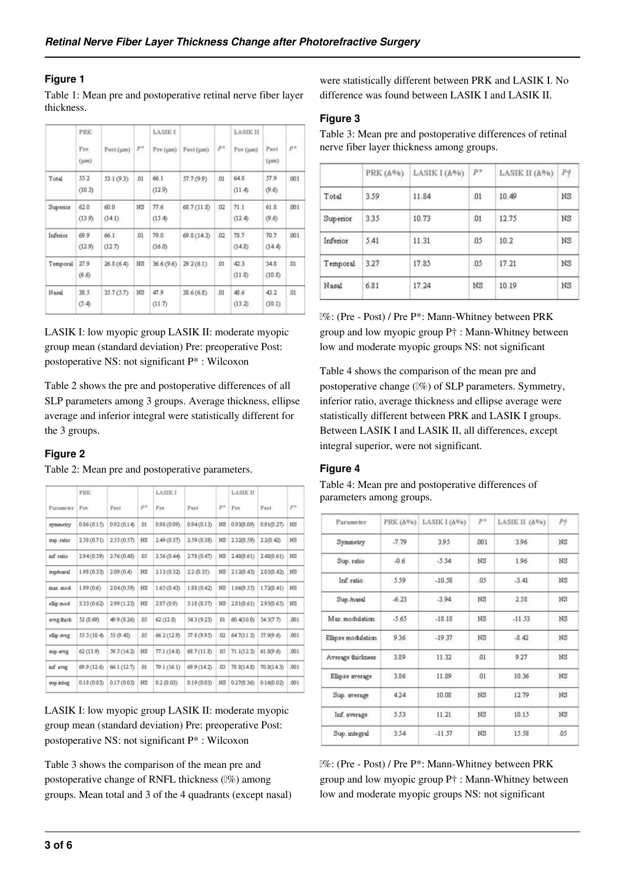### Figure 1

Table 1: Mean pre and postoperative retinal nerve fiber layer thickness.

| | PRK | | | LASIK I | | | LASIK II | | |
|---|---|---|---|---|---|---|---|---|---|
| | Pre (µm) | Post (µm) | P* | Pre (µm) | Post (µm) | P* | Pre (µm) | Post (µm) | P* |
| Total | 55.2 (10.3) | 53.1 (9.3) | .01 | 66.1 (12.9) | 57.7 (9.9) | .01 | 64.8 (11.4) | 57.9 (9.6) | .001 |
| Superior | 62.0 (13.9) | 60.0 (14.1) | NS | 77.6 (15.4) | 68.7 (11.8) | .02 | 71.1 (12.4) | 61.8 (9.6) | .001 |
| Inferior | 69.9 (12.9) | 66.1 (12.7) | .01 | 79.0 (16.0) | 69.8 (14.3) | .02 | 78.7 (14.8) | 70.7 (14.4) | .001 |
| Temporal | 27.9 (6.6) | 26.8 (6.4) | NS | 36.6 (9.6) | 29.2 (6.1) | .01 | 42.3 (11.8) | 34.8 (10.8) | .01 |
| Nasal | 38.5 (5.4) | 35.7 (5.7) | NS | 47.9 (11.7) | 38.6 (6.8) | .01 | 48.6 (13.2) | 43.2 (10.1) | .01 |

LASIK I: low myopic group LASIK II: moderate myopic group mean (standard deviation) Pre: preoperative Post: postoperative NS: not significant P* : Wilcoxon

Table 2 shows the pre and postoperative differences of all SLP parameters among 3 groups. Average thickness, ellipse average and inferior integral were statistically different for the 3 groups.

### Figure 2

Table 2: Mean pre and postoperative parameters.

| | PRK | | | LASIK I | | | LASIK II | | |
|---|---|---|---|---|---|---|---|---|---|
| Parameter | Pre | Post | P* | Pre | Post | P* | Pre | Post | P* |
| symmetry | 0.86 (0.15) | 0.92 (0.14) | .01 | 0.98 (0.09) | 0.94 (0.13) | NS | 0.93(0.09) | 0.91(0.27) | NS |
| sup. ratio | 2.58 (0.71) | 2.55 (0.57) | NS | 2.49 (0.37) | 2.59 (0.38) | NS | 2.32(0.59) | 2.2(0.42) | NS |
| inf. ratio | 2.94 (0.59) | 2.76 (0.48) | .05 | 2.56 (0.44) | 2.78 (0.47) | NS | 2.48(0.61) | 2.48(0.61) | NS |
| sup/nasal | 1.98 (0.33) | 2.09 (0.4) | NS | 2.13 (0.32) | 2.2 (0.35) | NS | 2.12(0.43) | 2.05(0.42) | NS |
| max. mod. | 1.99 (0.6) | 2.04 (0.59) | NS | 1.65 (0.43) | 1.88 (0.42) | NS | 1.66(0.55) | 1.72(0.41) | NS |
| ellip.mod | 3.33 (0.62) | 2.99 (1.23) | NS | 2.87 (0.9) | 3.18 (0.57) | NS | 2.81(0.61) | 2.95(0.65) | NS |
| avrg.thick | 52 (8.69) | 49.9 (8.26) | .05 | 62 (12.8) | 54.3 (9.23) | .01 | 60.4(10.0) | 54.5(7.7) | .001 |
| ellip.avrg | 55.3 (10.4) | 53 (9.43) | .05 | 66.2 (12.9) | 57.8 (9.95) | .02 | 64.7(11.3) | 57.9(9.6) | .001 |
| sup.avrg | 62 (13.9) | 59.5 (14.2) | NS | 77.1 (14.8) | 68.7 (11.8) | .05 | 71.1(12.3) | 61.8(9.6) | .001 |
| inf. avrg | 69.9 (12.6) | 66.1 (12.7) | .01 | 79.1 (16.1) | 69.9 (14.2) | .03 | 78.8(14.8) | 70.8(14.3) | .001 |
| sup.integ | 0.18 (0.03) | 0.17 (0.03) | NS | 0.2 (0.03) | 0.19 (0.03) | NS | 0.27(0.36) | 0.16(0.02) | .001 |

LASIK I: low myopic group LASIK II: moderate myopic group mean (standard deviation) Pre: preoperative Post: postoperative NS: not significant P* : Wilcoxon

Table 3 shows the comparison of the mean pre and postoperative change of RNFL thickness (Δ%) among groups. Mean total and 3 of the 4 quadrants (except nasal) were statistically different between PRK and LASIK I. No difference was found between LASIK I and LASIK II.

### Figure 3

Table 3: Mean pre and postoperative differences of retinal nerve fiber layer thickness among groups.

| | PRK (Δ%) | LASIK I (Δ%) | P* | LASIK II (Δ%) | P† |
|---|---|---|---|---|---|
| Total | 3.59 | 11.84 | .01 | 10.49 | NS |
| Superior | 3.35 | 10.73 | .01 | 12.75 | NS |
| Inferior | 5.41 | 11.31 | .05 | 10.2 | NS |
| Temporal | 3.27 | 17.85 | .05 | 17.21 | NS |
| Nasal | 6.81 | 17.24 | NS | 10.19 | NS |

Δ%: (Pre - Post) / Pre P*: Mann-Whitney between PRK group and low myopic group P† : Mann-Whitney between low and moderate myopic groups NS: not significant

Table 4 shows the comparison of the mean pre and postoperative change (Δ%) of SLP parameters. Symmetry, inferior ratio, average thickness and ellipse average were statistically different between PRK and LASIK I groups. Between LASIK I and LASIK II, all differences, except integral superior, were not significant.

### Figure 4

Table 4: Mean pre and postoperative differences of parameters among groups.

| Parameter | PRK (Δ%) | LASIK I (Δ%) | P* | LASIK II (Δ%) | P† |
|---|---|---|---|---|---|
| Symmetry | -7.79 | 3.95 | .001 | 3.96 | NS |
| Sup. ratio | -0.6 | -5.54 | NS | 1.96 | NS |
| Inf. ratio | 5.59 | -10.58 | .05 | -3.41 | NS |
| Sup./nasal | -6.23 | -3.94 | NS | 2.58 | NS |
| Max. modulation | -5.65 | -18.18 | NS | -11.53 | NS |
| Ellipse modulation | 9.36 | -19.37 | NS | -8.42 | NS |
| Average thickness | 3.89 | 11.32 | .01 | 9.27 | NS |
| Ellipse average | 3.86 | 11.89 | .01 | 10.36 | NS |
| Sup. average | 4.24 | 10.08 | NS | 12.79 | NS |
| Inf. average | 5.53 | 11.21 | NS | 10.15 | NS |
| Sup. integral | 3.54 | -11.57 | NS | 15.58 | .05 |

Δ%: (Pre - Post) / Pre P*: Mann-Whitney between PRK group and low myopic group P† : Mann-Whitney between low and moderate myopic groups NS: not significant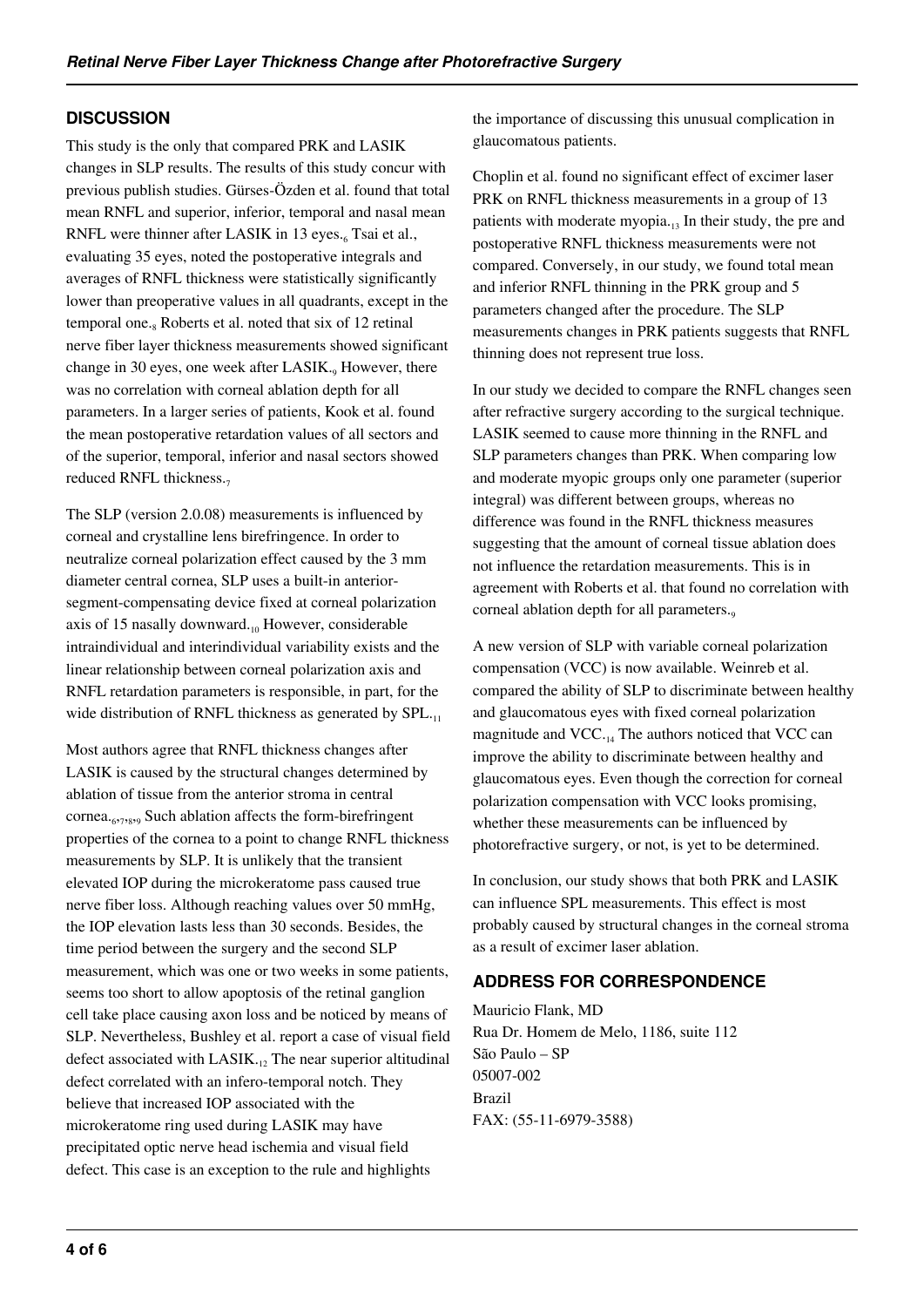## DISCUSSION

This study is the only that compared PRK and LASIK changes in SLP results. The results of this study concur with previous publish studies. Gürses-Özden et al. found that total mean RNFL and superior, inferior, temporal and nasal mean RNFL were thinner after LASIK in 13 eyes.[6] Tsai et al., evaluating 35 eyes, noted the postoperative integrals and averages of RNFL thickness were statistically significantly lower than preoperative values in all quadrants, except in the temporal one.[8] Roberts et al. noted that six of 12 retinal nerve fiber layer thickness measurements showed significant change in 30 eyes, one week after LASIK.[9] However, there was no correlation with corneal ablation depth for all parameters. In a larger series of patients, Kook et al. found the mean postoperative retardation values of all sectors and of the superior, temporal, inferior and nasal sectors showed reduced RNFL thickness.[7]

The SLP (version 2.0.08) measurements is influenced by corneal and crystalline lens birefringence. In order to neutralize corneal polarization effect caused by the 3 mm diameter central cornea, SLP uses a built-in anterior-segment-compensating device fixed at corneal polarization axis of 15 nasally downward.[10] However, considerable intraindividual and interindividual variability exists and the linear relationship between corneal polarization axis and RNFL retardation parameters is responsible, in part, for the wide distribution of RNFL thickness as generated by SPL.[11]

Most authors agree that RNFL thickness changes after LASIK is caused by the structural changes determined by ablation of tissue from the anterior stroma in central cornea.[6,7,8,9] Such ablation affects the form-birefringent properties of the cornea to a point to change RNFL thickness measurements by SLP. It is unlikely that the transient elevated IOP during the microkeratome pass caused true nerve fiber loss. Although reaching values over 50 mmHg, the IOP elevation lasts less than 30 seconds. Besides, the time period between the surgery and the second SLP measurement, which was one or two weeks in some patients, seems too short to allow apoptosis of the retinal ganglion cell take place causing axon loss and be noticed by means of SLP. Nevertheless, Bushley et al. report a case of visual field defect associated with LASIK.[12] The near superior altitudinal defect correlated with an infero-temporal notch. They believe that increased IOP associated with the microkeratome ring used during LASIK may have precipitated optic nerve head ischemia and visual field defect. This case is an exception to the rule and highlights the importance of discussing this unusual complication in glaucomatous patients.

Choplin et al. found no significant effect of excimer laser PRK on RNFL thickness measurements in a group of 13 patients with moderate myopia.[13] In their study, the pre and postoperative RNFL thickness measurements were not compared. Conversely, in our study, we found total mean and inferior RNFL thinning in the PRK group and 5 parameters changed after the procedure. The SLP measurements changes in PRK patients suggests that RNFL thinning does not represent true loss.

In our study we decided to compare the RNFL changes seen after refractive surgery according to the surgical technique. LASIK seemed to cause more thinning in the RNFL and SLP parameters changes than PRK. When comparing low and moderate myopic groups only one parameter (superior integral) was different between groups, whereas no difference was found in the RNFL thickness measures suggesting that the amount of corneal tissue ablation does not influence the retardation measurements. This is in agreement with Roberts et al. that found no correlation with corneal ablation depth for all parameters.[9]

A new version of SLP with variable corneal polarization compensation (VCC) is now available. Weinreb et al. compared the ability of SLP to discriminate between healthy and glaucomatous eyes with fixed corneal polarization magnitude and VCC.[14] The authors noticed that VCC can improve the ability to discriminate between healthy and glaucomatous eyes. Even though the correction for corneal polarization compensation with VCC looks promising, whether these measurements can be influenced by photorefractive surgery, or not, is yet to be determined.

In conclusion, our study shows that both PRK and LASIK can influence SPL measurements. This effect is most probably caused by structural changes in the corneal stroma as a result of excimer laser ablation.

## ADDRESS FOR CORRESPONDENCE

Mauricio Flank, MD
Rua Dr. Homem de Melo, 1186, suite 112
São Paulo – SP
05007-002
Brazil
FAX: (55-11-6979-3588)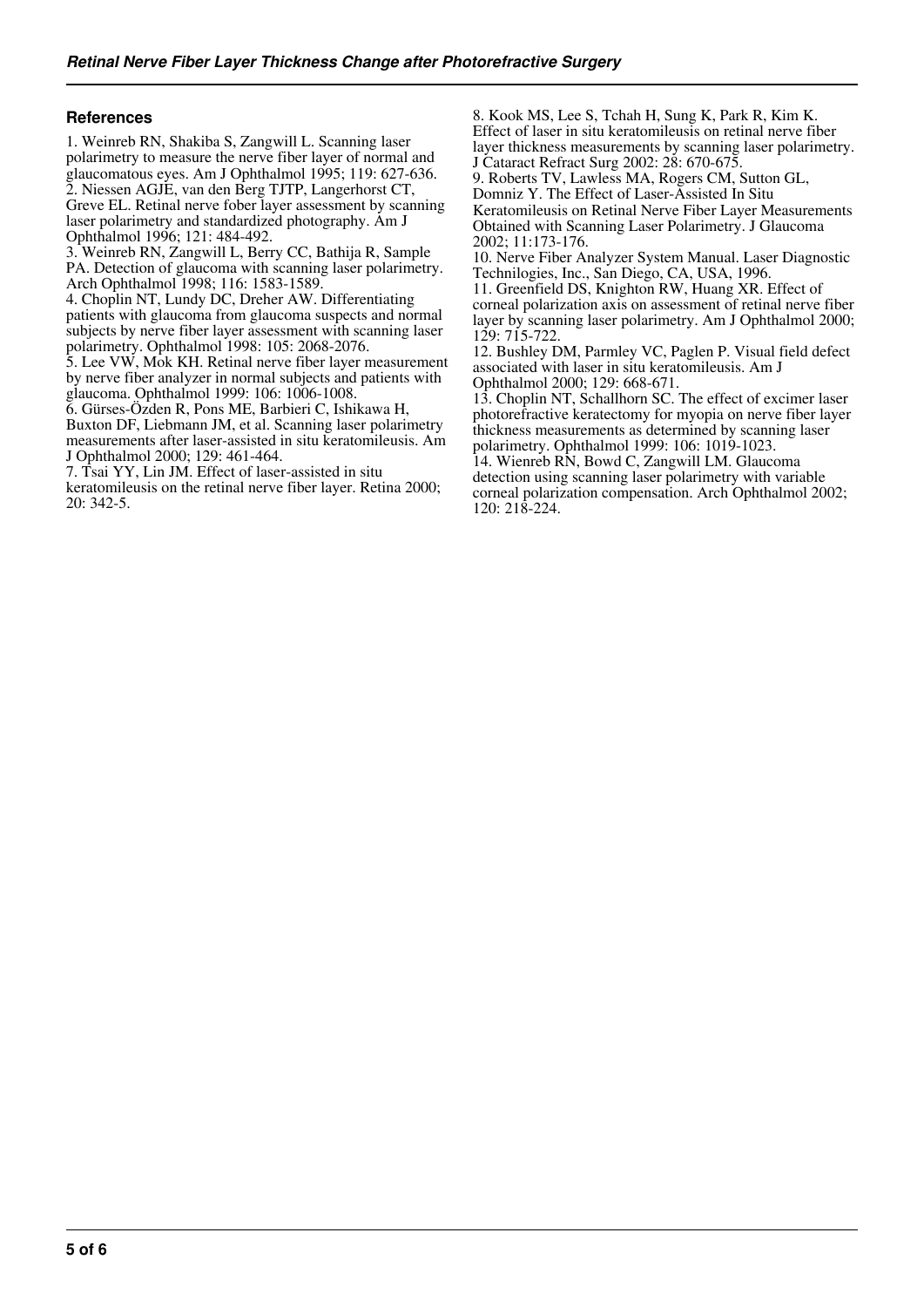## References

1. Weinreb RN, Shakiba S, Zangwill L. Scanning laser polarimetry to measure the nerve fiber layer of normal and glaucomatous eyes. Am J Ophthalmol 1995; 119: 627-636.
2. Niessen AGJE, van den Berg TJTP, Langerhorst CT, Greve EL. Retinal nerve fober layer assessment by scanning laser polarimetry and standardized photography. Am J Ophthalmol 1996; 121: 484-492.
3. Weinreb RN, Zangwill L, Berry CC, Bathija R, Sample PA. Detection of glaucoma with scanning laser polarimetry. Arch Ophthalmol 1998; 116: 1583-1589.
4. Choplin NT, Lundy DC, Dreher AW. Differentiating patients with glaucoma from glaucoma suspects and normal subjects by nerve fiber layer assessment with scanning laser polarimetry. Ophthalmol 1998: 105: 2068-2076.
5. Lee VW, Mok KH. Retinal nerve fiber layer measurement by nerve fiber analyzer in normal subjects and patients with glaucoma. Ophthalmol 1999: 106: 1006-1008.
6. Gürses-Özden R, Pons ME, Barbieri C, Ishikawa H, Buxton DF, Liebmann JM, et al. Scanning laser polarimetry measurements after laser-assisted in situ keratomileusis. Am J Ophthalmol 2000; 129: 461-464.
7. Tsai YY, Lin JM. Effect of laser-assisted in situ keratomileusis on the retinal nerve fiber layer. Retina 2000; 20: 342-5.
8. Kook MS, Lee S, Tchah H, Sung K, Park R, Kim K. Effect of laser in situ keratomileusis on retinal nerve fiber layer thickness measurements by scanning laser polarimetry. J Cataract Refract Surg 2002: 28: 670-675.
9. Roberts TV, Lawless MA, Rogers CM, Sutton GL, Domniz Y. The Effect of Laser-Assisted In Situ Keratomileusis on Retinal Nerve Fiber Layer Measurements Obtained with Scanning Laser Polarimetry. J Glaucoma 2002; 11:173-176.
10. Nerve Fiber Analyzer System Manual. Laser Diagnostic Technilogies, Inc., San Diego, CA, USA, 1996.
11. Greenfield DS, Knighton RW, Huang XR. Effect of corneal polarization axis on assessment of retinal nerve fiber layer by scanning laser polarimetry. Am J Ophthalmol 2000; 129: 715-722.
12. Bushley DM, Parmley VC, Paglen P. Visual field defect associated with laser in situ keratomileusis. Am J Ophthalmol 2000; 129: 668-671.
13. Choplin NT, Schallhorn SC. The effect of excimer laser photorefractive keratectomy for myopia on nerve fiber layer thickness measurements as determined by scanning laser polarimetry. Ophthalmol 1999: 106: 1019-1023.
14. Wienreb RN, Bowd C, Zangwill LM. Glaucoma detection using scanning laser polarimetry with variable corneal polarization compensation. Arch Ophthalmol 2002; 120: 218-224.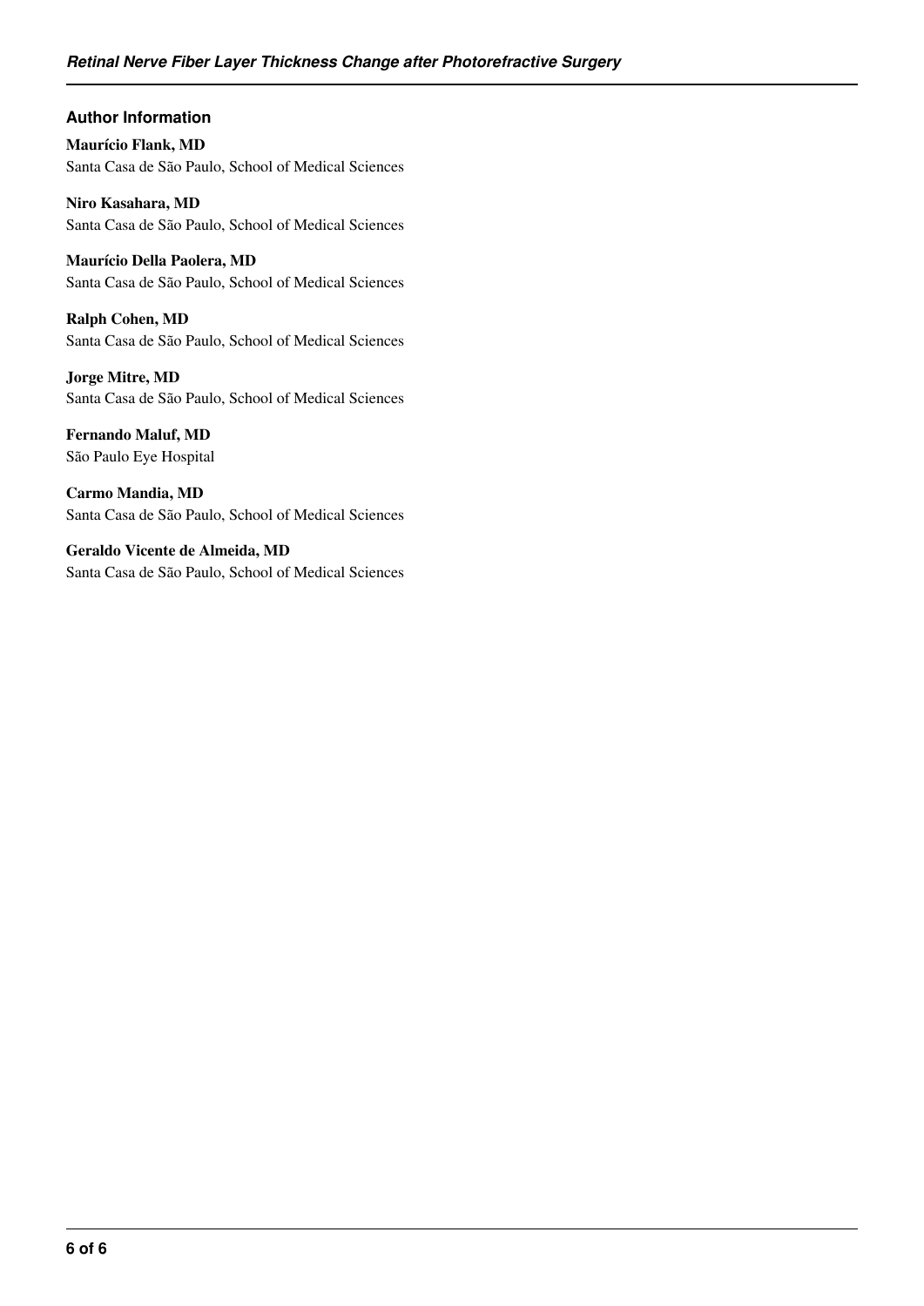## Author Information

**Maurício Flank, MD**
Santa Casa de São Paulo, School of Medical Sciences

**Niro Kasahara, MD**
Santa Casa de São Paulo, School of Medical Sciences

**Maurício Della Paolera, MD**
Santa Casa de São Paulo, School of Medical Sciences

**Ralph Cohen, MD**
Santa Casa de São Paulo, School of Medical Sciences

**Jorge Mitre, MD**
Santa Casa de São Paulo, School of Medical Sciences

**Fernando Maluf, MD**
São Paulo Eye Hospital

**Carmo Mandia, MD**
Santa Casa de São Paulo, School of Medical Sciences

**Geraldo Vicente de Almeida, MD**
Santa Casa de São Paulo, School of Medical Sciences